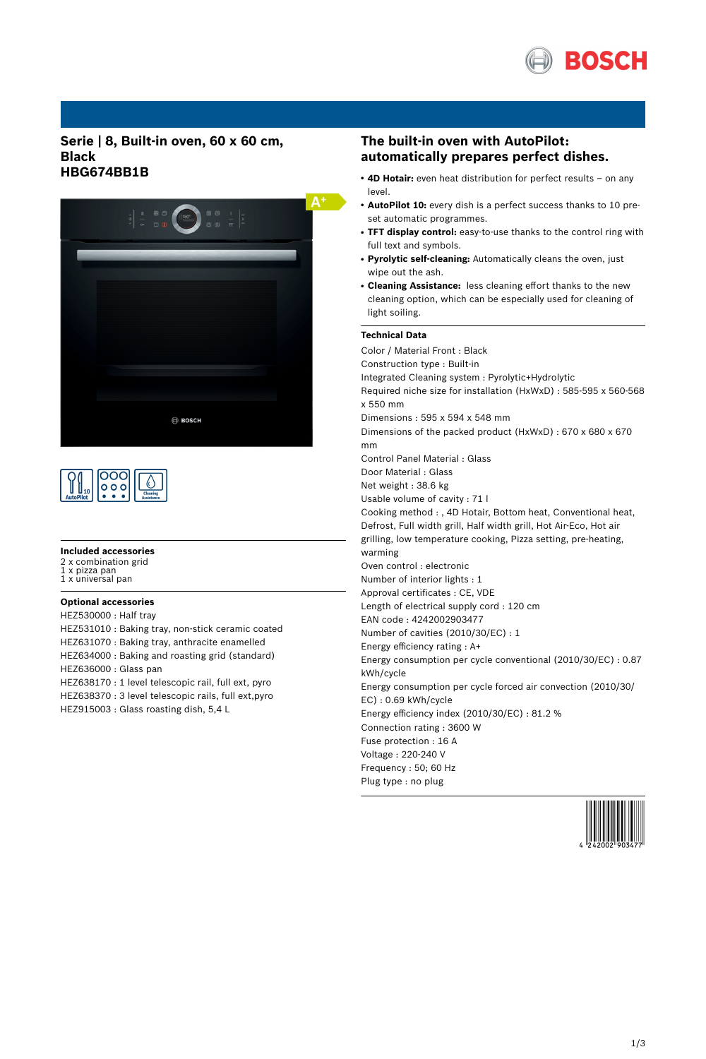# Serie | 8, Built-in oven, 60 x 60 cm, Black
# HBG674BB1B

### Included accessories

2 x combination grid
1 x pizza pan
1 x universal pan

### Optional accessories

HEZ530000 : Half tray
HEZ531010 : Baking tray, non-stick ceramic coated
HEZ631070 : Baking tray, anthracite enamelled
HEZ634000 : Baking and roasting grid (standard)
HEZ636000 : Glass pan
HEZ638170 : 1 level telescopic rail, full ext, pyro
HEZ638370 : 3 level telescopic rails, full ext,pyro
HEZ915003 : Glass roasting dish, 5,4 L

## The built-in oven with AutoPilot: automatically prepares perfect dishes.

- **4D Hotair:** even heat distribution for perfect results – on any level.
- **AutoPilot 10:** every dish is a perfect success thanks to 10 pre-set automatic programmes.
- **TFT display control:** easy-to-use thanks to the control ring with full text and symbols.
- **Pyrolytic self-cleaning:** Automatically cleans the oven, just wipe out the ash.
- **Cleaning Assistance:** less cleaning effort thanks to the new cleaning option, which can be especially used for cleaning of light soiling.

### Technical Data

Color / Material Front : Black
Construction type : Built-in
Integrated Cleaning system : Pyrolytic+Hydrolytic
Required niche size for installation (HxWxD) : 585-595 x 560-568 x 550 mm
Dimensions : 595 x 594 x 548 mm
Dimensions of the packed product (HxWxD) : 670 x 680 x 670 mm
Control Panel Material : Glass
Door Material : Glass
Net weight : 38.6 kg
Usable volume of cavity : 71 l
Cooking method : , 4D Hotair, Bottom heat, Conventional heat, Defrost, Full width grill, Half width grill, Hot Air-Eco, Hot air grilling, low temperature cooking, Pizza setting, pre-heating, warming
Oven control : electronic
Number of interior lights : 1
Approval certificates : CE, VDE
Length of electrical supply cord : 120 cm
EAN code : 4242002903477
Number of cavities (2010/30/EC) : 1
Energy efficiency rating : A+
Energy consumption per cycle conventional (2010/30/EC) : 0.87 kWh/cycle
Energy consumption per cycle forced air convection (2010/30/EC) : 0.69 kWh/cycle
Energy efficiency index (2010/30/EC) : 81.2 %
Connection rating : 3600 W
Fuse protection : 16 A
Voltage : 220-240 V
Frequency : 50; 60 Hz
Plug type : no plug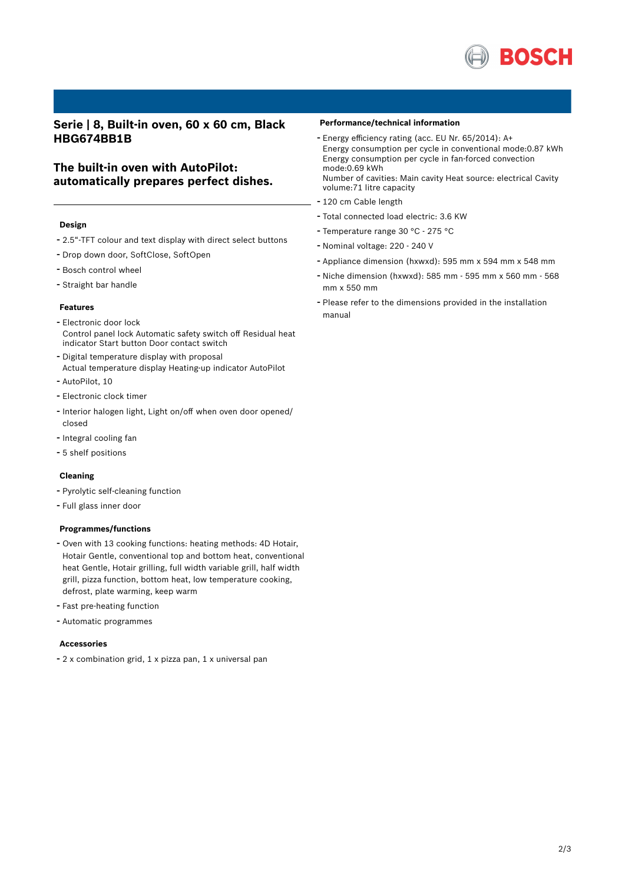## Serie | 8, Built-in oven, 60 x 60 cm, Black HBG674BB1B

## The built-in oven with AutoPilot: automatically prepares perfect dishes.

### Design

- 2.5"-TFT colour and text display with direct select buttons
- Drop down door, SoftClose, SoftOpen
- Bosch control wheel
- Straight bar handle

### Features

- Electronic door lock
  Control panel lock Automatic safety switch off Residual heat indicator Start button Door contact switch
- Digital temperature display with proposal
  Actual temperature display Heating-up indicator AutoPilot
- AutoPilot, 10
- Electronic clock timer
- Interior halogen light, Light on/off when oven door opened/ closed
- Integral cooling fan
- 5 shelf positions

### Cleaning

- Pyrolytic self-cleaning function
- Full glass inner door

### Programmes/functions

- Oven with 13 cooking functions: heating methods: 4D Hotair, Hotair Gentle, conventional top and bottom heat, conventional heat Gentle, Hotair grilling, full width variable grill, half width grill, pizza function, bottom heat, low temperature cooking, defrost, plate warming, keep warm
- Fast pre-heating function
- Automatic programmes

### Accessories

- 2 x combination grid, 1 x pizza pan, 1 x universal pan

### Performance/technical information

- Energy efficiency rating (acc. EU Nr. 65/2014): A+
  Energy consumption per cycle in conventional mode:0.87 kWh
  Energy consumption per cycle in fan-forced convection mode:0.69 kWh
  Number of cavities: Main cavity Heat source: electrical Cavity volume:71 litre capacity
- 120 cm Cable length
- Total connected load electric: 3.6 KW
- Temperature range 30 °C - 275 °C
- Nominal voltage: 220 - 240 V
- Appliance dimension (hxwxd): 595 mm x 594 mm x 548 mm
- Niche dimension (hxwxd): 585 mm - 595 mm x 560 mm - 568 mm x 550 mm
- Please refer to the dimensions provided in the installation manual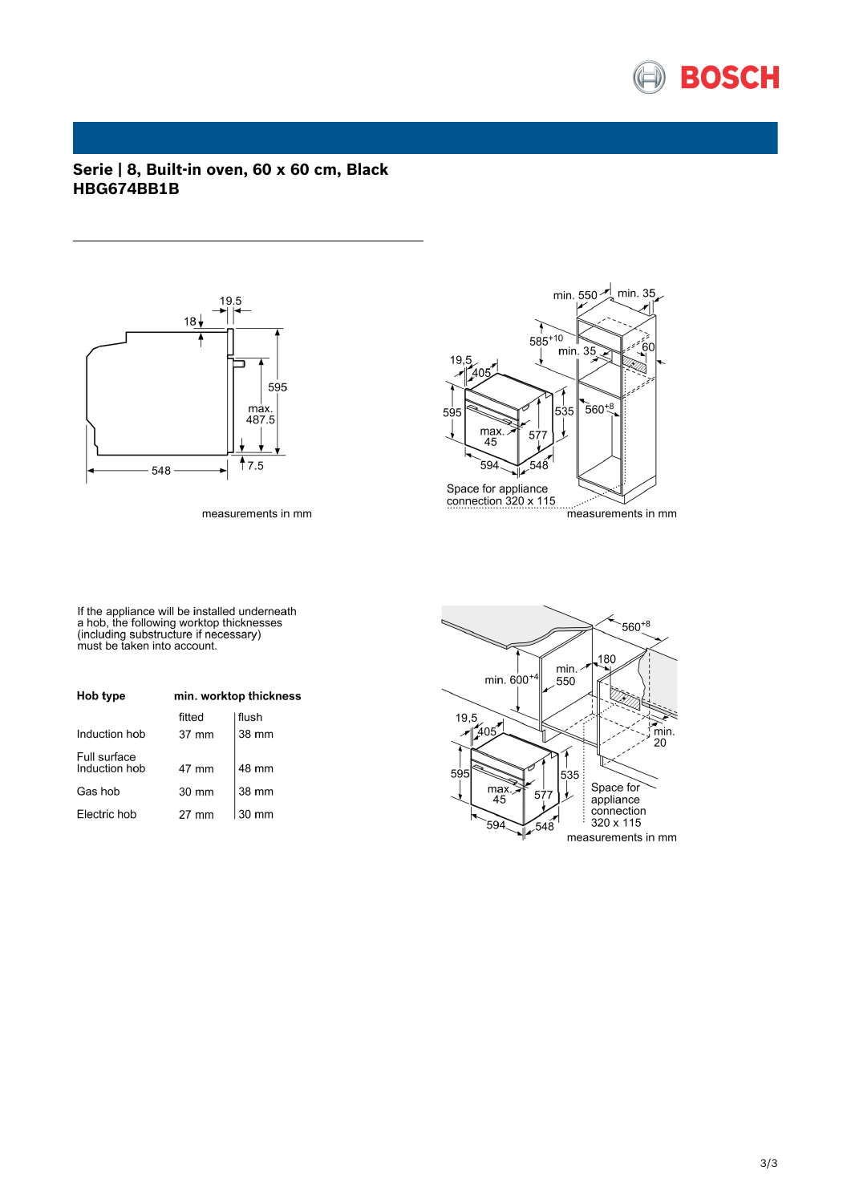## Serie | 8, Built-in oven, 60 x 60 cm, Black
## HBG674BB1B

19.5
18
595
max.
487.5
548
7.5

measurements in mm

min. 550
min. 35
$585^{+10}$
min. 35
60
19,5
405
595
535
$560^{+8}$
max.
45
577
594
548
Space for appliance
connection 320 x 115
measurements in mm

If the appliance will be installed underneath a hob, the following worktop thicknesses (including substructure if necessary) must be taken into account.

| Hob type | min. worktop thickness | |
|---|---|---|
| | fitted | flush |
| Induction hob | 37 mm | 38 mm |
| Full surface Induction hob | 47 mm | 48 mm |
| Gas hob | 30 mm | 38 mm |
| Electric hob | 27 mm | 30 mm |

$560^{+8}$
min. $600^{+4}$
min.
550
180
19,5
405
min.
20
595
535
max.
45
577
Space for
appliance
connection
320 x 115
594
548
measurements in mm